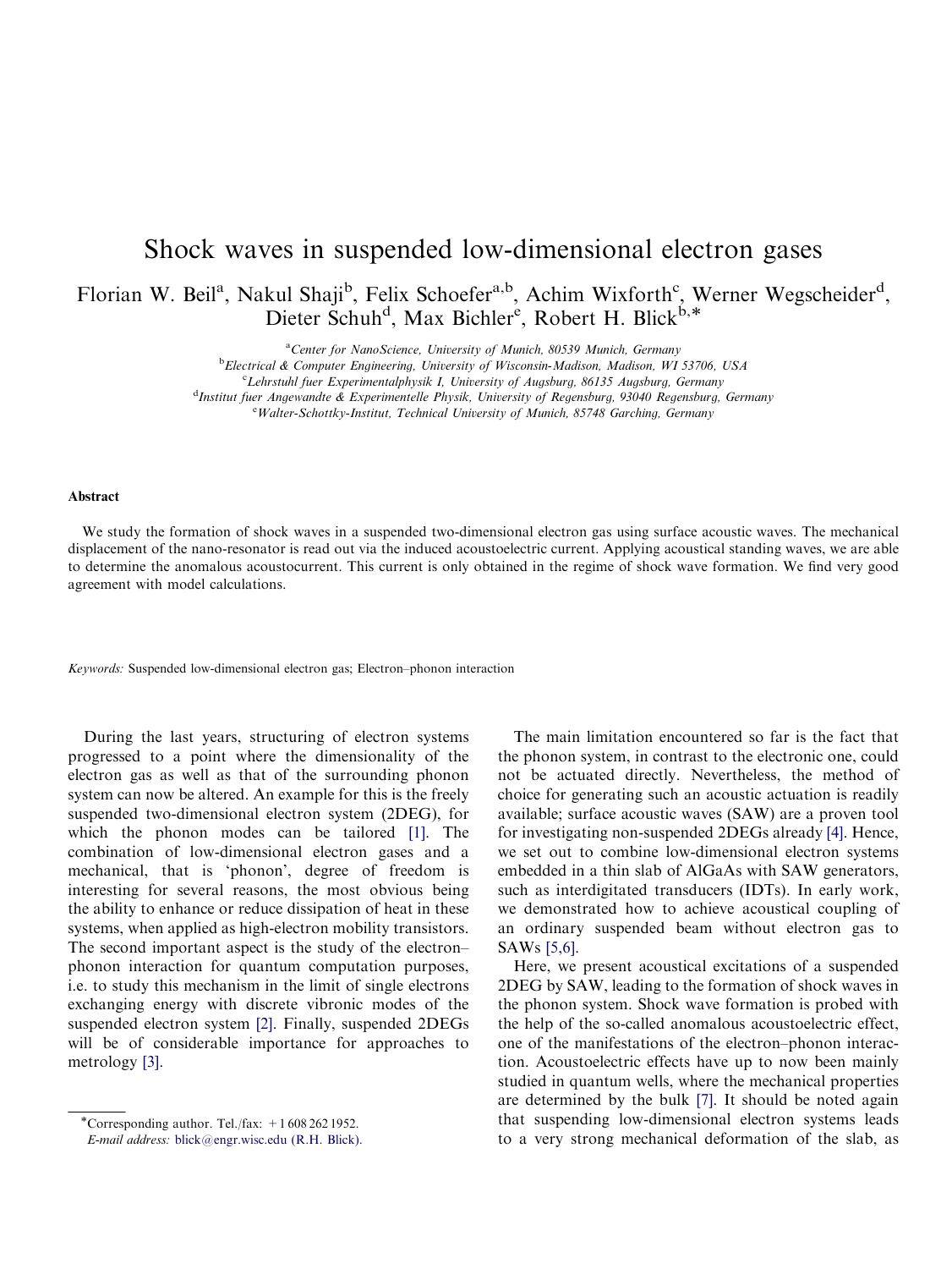# Shock waves in suspended low-dimensional electron gases

Florian W. Beil[a], Nakul Shaji[b], Felix Schoefer[a,b], Achim Wixforth[c], Werner Wegscheider[d], Dieter Schuh[d], Max Bichler[e], Robert H. Blick[b,*]

[a]Center for NanoScience, University of Munich, 80539 Munich, Germany
[b]Electrical & Computer Engineering, University of Wisconsin-Madison, Madison, WI 53706, USA
[c]Lehrstuhl fuer Experimentalphysik I, University of Augsburg, 86135 Augsburg, Germany
[d]Institut fuer Angewandte & Experimentelle Physik, University of Regensburg, 93040 Regensburg, Germany
[e]Walter-Schottky-Institut, Technical University of Munich, 85748 Garching, Germany

## Abstract

We study the formation of shock waves in a suspended two-dimensional electron gas using surface acoustic waves. The mechanical displacement of the nano-resonator is read out via the induced acoustoelectric current. Applying acoustical standing waves, we are able to determine the anomalous acoustocurrent. This current is only obtained in the regime of shock wave formation. We find very good agreement with model calculations.

*Keywords:* Suspended low-dimensional electron gas; Electron–phonon interaction

During the last years, structuring of electron systems progressed to a point where the dimensionality of the electron gas as well as that of the surrounding phonon system can now be altered. An example for this is the freely suspended two-dimensional electron system (2DEG), for which the phonon modes can be tailored [1]. The combination of low-dimensional electron gases and a mechanical, that is 'phonon', degree of freedom is interesting for several reasons, the most obvious being the ability to enhance or reduce dissipation of heat in these systems, when applied as high-electron mobility transistors. The second important aspect is the study of the electron–phonon interaction for quantum computation purposes, i.e. to study this mechanism in the limit of single electrons exchanging energy with discrete vibronic modes of the suspended electron system [2]. Finally, suspended 2DEGs will be of considerable importance for approaches to metrology [3].

The main limitation encountered so far is the fact that the phonon system, in contrast to the electronic one, could not be actuated directly. Nevertheless, the method of choice for generating such an acoustic actuation is readily available; surface acoustic waves (SAW) are a proven tool for investigating non-suspended 2DEGs already [4]. Hence, we set out to combine low-dimensional electron systems embedded in a thin slab of AlGaAs with SAW generators, such as interdigitated transducers (IDTs). In early work, we demonstrated how to achieve acoustical coupling of an ordinary suspended beam without electron gas to SAWs [5,6].

Here, we present acoustical excitations of a suspended 2DEG by SAW, leading to the formation of shock waves in the phonon system. Shock wave formation is probed with the help of the so-called anomalous acoustoelectric effect, one of the manifestations of the electron–phonon interaction. Acoustoelectric effects have up to now been mainly studied in quantum wells, where the mechanical properties are determined by the bulk [7]. It should be noted again that suspending low-dimensional electron systems leads to a very strong mechanical deformation of the slab, as

*Corresponding author. Tel./fax: +1 608 262 1952.
*E-mail address:* blick@engr.wisc.edu (R.H. Blick).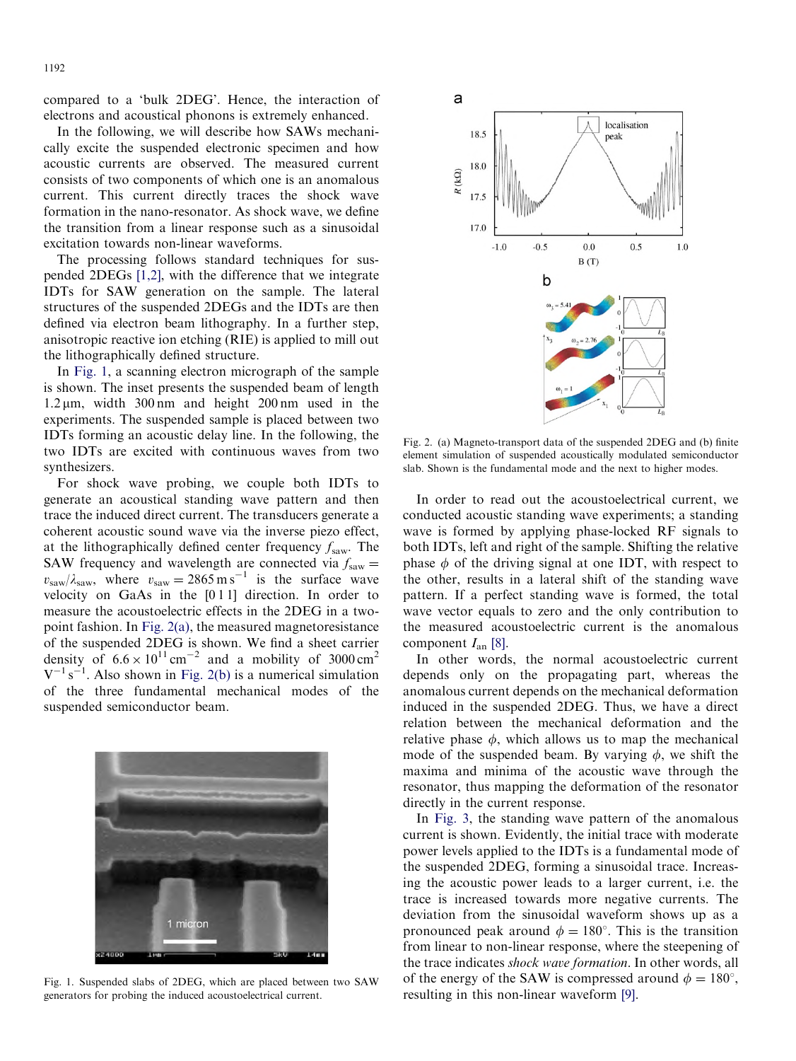compared to a 'bulk 2DEG'. Hence, the interaction of electrons and acoustical phonons is extremely enhanced.

In the following, we will describe how SAWs mechanically excite the suspended electronic specimen and how acoustic currents are observed. The measured current consists of two components of which one is an anomalous current. This current directly traces the shock wave formation in the nano-resonator. As shock wave, we define the transition from a linear response such as a sinusoidal excitation towards non-linear waveforms.

The processing follows standard techniques for suspended 2DEGs [1,2], with the difference that we integrate IDTs for SAW generation on the sample. The lateral structures of the suspended 2DEGs and the IDTs are then defined via electron beam lithography. In a further step, anisotropic reactive ion etching (RIE) is applied to mill out the lithographically defined structure.

In Fig. 1, a scanning electron micrograph of the sample is shown. The inset presents the suspended beam of length 1.2 μm, width 300 nm and height 200 nm used in the experiments. The suspended sample is placed between two IDTs forming an acoustic delay line. In the following, the two IDTs are excited with continuous waves from two synthesizers.

For shock wave probing, we couple both IDTs to generate an acoustical standing wave pattern and then trace the induced direct current. The transducers generate a coherent acoustic sound wave via the inverse piezo effect, at the lithographically defined center frequency $f_{saw}$. The SAW frequency and wavelength are connected via $f_{saw} = v_{saw}/\lambda_{saw}$, where $v_{saw} = 2865\,\mathrm{m\,s^{-1}}$ is the surface wave velocity on GaAs in the [0 1 1] direction. In order to measure the acoustoelectric effects in the 2DEG in a two-point fashion. In Fig. 2(a), the measured magnetoresistance of the suspended 2DEG is shown. We find a sheet carrier density of $6.6 \times 10^{11}\,\mathrm{cm^{-2}}$ and a mobility of $3000\,\mathrm{cm^2\,V^{-1}\,s^{-1}}$. Also shown in Fig. 2(b) is a numerical simulation of the three fundamental mechanical modes of the suspended semiconductor beam.

Fig. 1. Suspended slabs of 2DEG, which are placed between two SAW generators for probing the induced acoustoelectrical current.

Fig. 2. (a) Magneto-transport data of the suspended 2DEG and (b) finite element simulation of suspended acoustically modulated semiconductor slab. Shown is the fundamental mode and the next to higher modes.

In order to read out the acoustoelectrical current, we conducted acoustic standing wave experiments; a standing wave is formed by applying phase-locked RF signals to both IDTs, left and right of the sample. Shifting the relative phase $\phi$ of the driving signal at one IDT, with respect to the other, results in a lateral shift of the standing wave pattern. If a perfect standing wave is formed, the total wave vector equals to zero and the only contribution to the measured acoustoelectric current is the anomalous component $I_{an}$ [8].

In other words, the normal acoustoelectric current depends only on the propagating part, whereas the anomalous current depends on the mechanical deformation induced in the suspended 2DEG. Thus, we have a direct relation between the mechanical deformation and the relative phase $\phi$, which allows us to map the mechanical mode of the suspended beam. By varying $\phi$, we shift the maxima and minima of the acoustic wave through the resonator, thus mapping the deformation of the resonator directly in the current response.

In Fig. 3, the standing wave pattern of the anomalous current is shown. Evidently, the initial trace with moderate power levels applied to the IDTs is a fundamental mode of the suspended 2DEG, forming a sinusoidal trace. Increasing the acoustic power leads to a larger current, i.e. the trace is increased towards more negative currents. The deviation from the sinusoidal waveform shows up as a pronounced peak around $\phi = 180°$. This is the transition from linear to non-linear response, where the steepening of the trace indicates *shock wave formation*. In other words, all of the energy of the SAW is compressed around $\phi = 180°$, resulting in this non-linear waveform [9].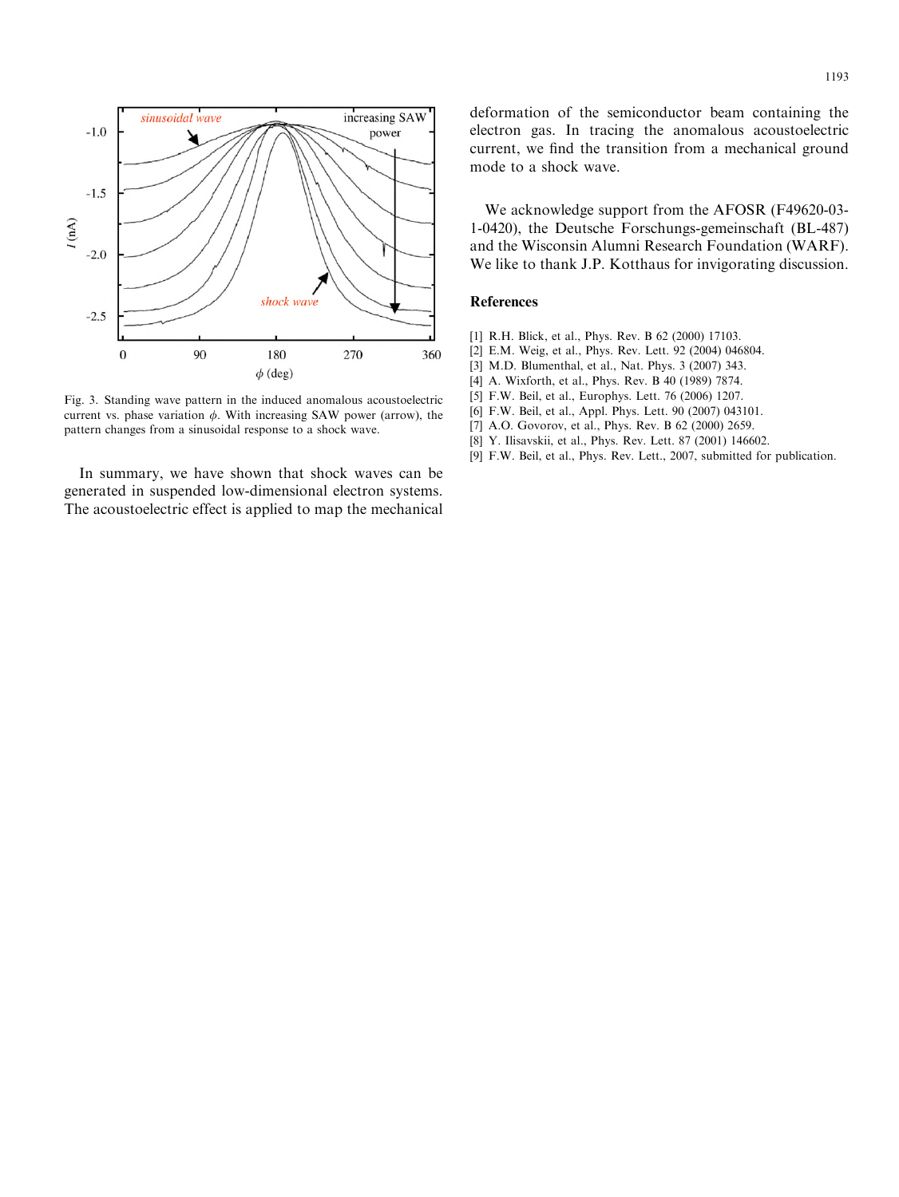sinusoidal wave

increasing SAW power

shock wave

-1.0

-1.5

-2.0

-2.5

$I$ (nA)

0 90 180 270 360

$\phi$ (deg)

Fig. 3. Standing wave pattern in the induced anomalous acoustoelectric current vs. phase variation $\phi$. With increasing SAW power (arrow), the pattern changes from a sinusoidal response to a shock wave.

In summary, we have shown that shock waves can be generated in suspended low-dimensional electron systems. The acoustoelectric effect is applied to map the mechanical deformation of the semiconductor beam containing the electron gas. In tracing the anomalous acoustoelectric current, we find the transition from a mechanical ground mode to a shock wave.

We acknowledge support from the AFOSR (F49620-03-1-0420), the Deutsche Forschungs-gemeinschaft (BL-487) and the Wisconsin Alumni Research Foundation (WARF). We like to thank J.P. Kotthaus for invigorating discussion.

## References

[1] R.H. Blick, et al., Phys. Rev. B 62 (2000) 17103.
[2] E.M. Weig, et al., Phys. Rev. Lett. 92 (2004) 046804.
[3] M.D. Blumenthal, et al., Nat. Phys. 3 (2007) 343.
[4] A. Wixforth, et al., Phys. Rev. B 40 (1989) 7874.
[5] F.W. Beil, et al., Europhys. Lett. 76 (2006) 1207.
[6] F.W. Beil, et al., Appl. Phys. Lett. 90 (2007) 043101.
[7] A.O. Govorov, et al., Phys. Rev. B 62 (2000) 2659.
[8] Y. Ilisavskii, et al., Phys. Rev. Lett. 87 (2001) 146602.
[9] F.W. Beil, et al., Phys. Rev. Lett., 2007, submitted for publication.